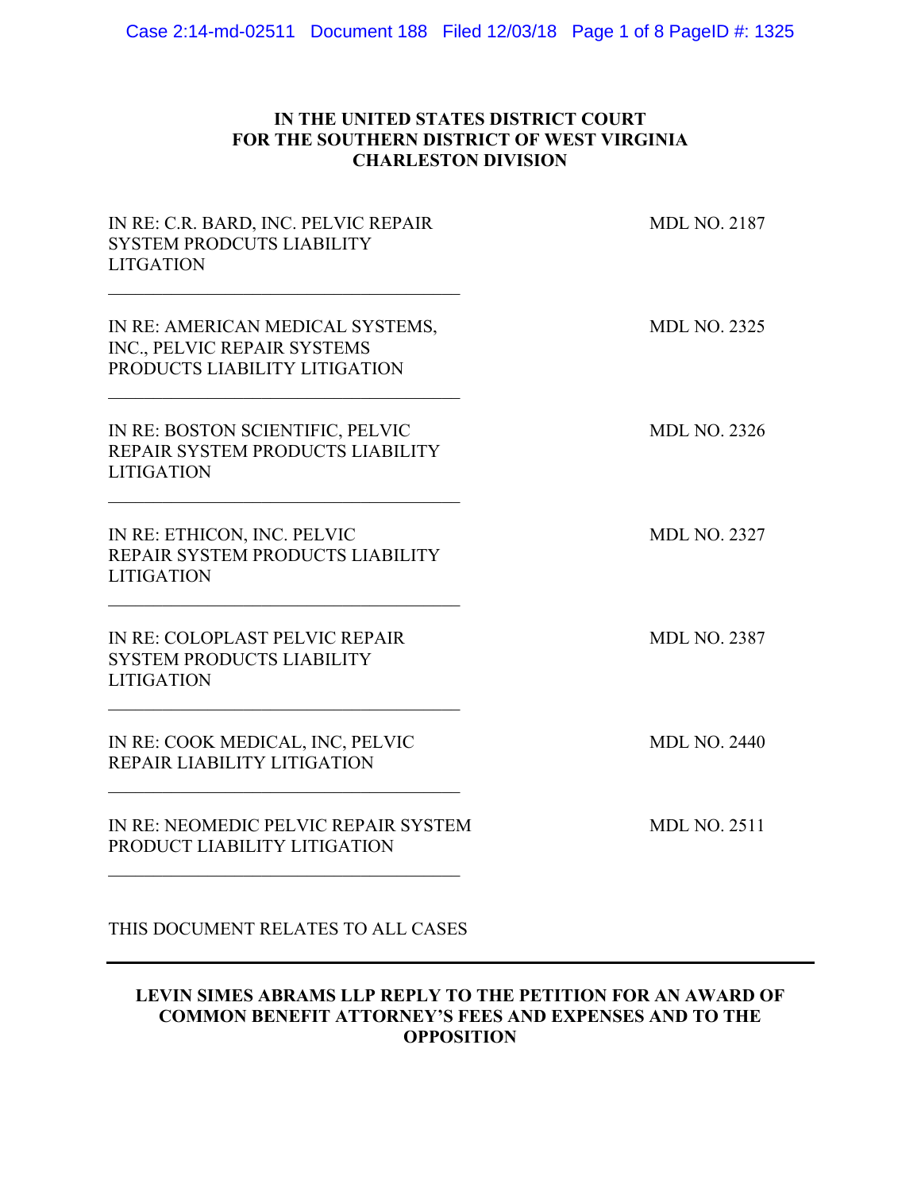**IN THE UNITED STATES DISTRICT COURT**
**FOR THE SOUTHERN DISTRICT OF WEST VIRGINIA**
**CHARLESTON DIVISION**

| | |
|---|---|
| IN RE: C.R. BARD, INC. PELVIC REPAIR SYSTEM PRODCUTS LIABILITY LITGATION | MDL NO. 2187 |
| IN RE: AMERICAN MEDICAL SYSTEMS, INC., PELVIC REPAIR SYSTEMS PRODUCTS LIABILITY LITIGATION | MDL NO. 2325 |
| IN RE: BOSTON SCIENTIFIC, PELVIC REPAIR SYSTEM PRODUCTS LIABILITY LITIGATION | MDL NO. 2326 |
| IN RE: ETHICON, INC. PELVIC REPAIR SYSTEM PRODUCTS LIABILITY LITIGATION | MDL NO. 2327 |
| IN RE: COLOPLAST PELVIC REPAIR SYSTEM PRODUCTS LIABILITY LITIGATION | MDL NO. 2387 |
| IN RE: COOK MEDICAL, INC, PELVIC REPAIR LIABILITY LITIGATION | MDL NO. 2440 |
| IN RE: NEOMEDIC PELVIC REPAIR SYSTEM PRODUCT LIABILITY LITIGATION | MDL NO. 2511 |

THIS DOCUMENT RELATES TO ALL CASES

**LEVIN SIMES ABRAMS LLP REPLY TO THE PETITION FOR AN AWARD OF COMMON BENEFIT ATTORNEY'S FEES AND EXPENSES AND TO THE OPPOSITION**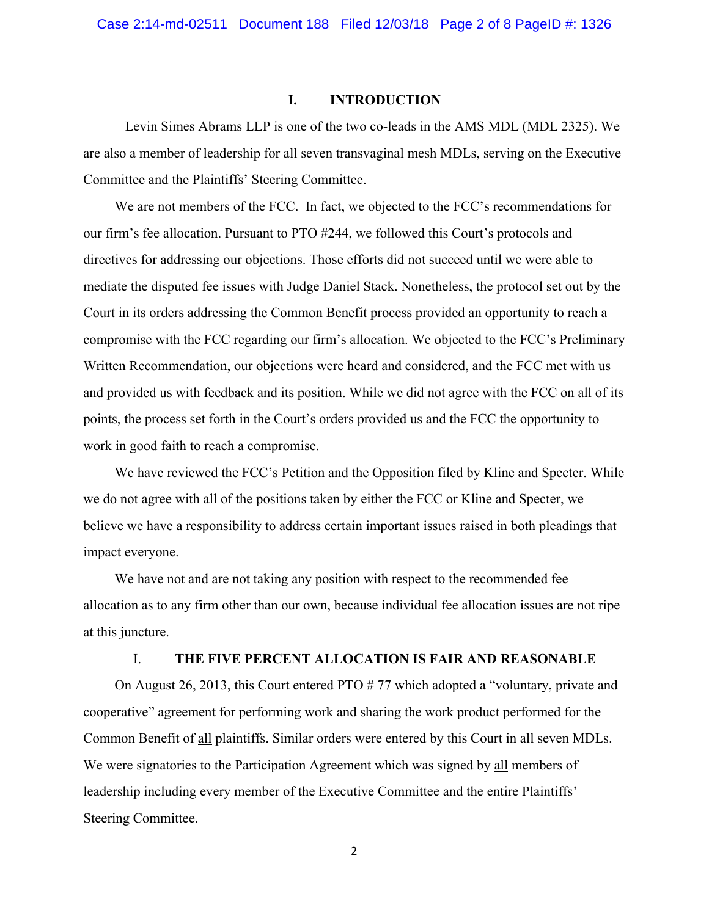## I. INTRODUCTION

Levin Simes Abrams LLP is one of the two co-leads in the AMS MDL (MDL 2325). We are also a member of leadership for all seven transvaginal mesh MDLs, serving on the Executive Committee and the Plaintiffs' Steering Committee.

We are not members of the FCC. In fact, we objected to the FCC's recommendations for our firm's fee allocation. Pursuant to PTO #244, we followed this Court's protocols and directives for addressing our objections. Those efforts did not succeed until we were able to mediate the disputed fee issues with Judge Daniel Stack. Nonetheless, the protocol set out by the Court in its orders addressing the Common Benefit process provided an opportunity to reach a compromise with the FCC regarding our firm's allocation. We objected to the FCC's Preliminary Written Recommendation, our objections were heard and considered, and the FCC met with us and provided us with feedback and its position. While we did not agree with the FCC on all of its points, the process set forth in the Court's orders provided us and the FCC the opportunity to work in good faith to reach a compromise.

We have reviewed the FCC's Petition and the Opposition filed by Kline and Specter. While we do not agree with all of the positions taken by either the FCC or Kline and Specter, we believe we have a responsibility to address certain important issues raised in both pleadings that impact everyone.

We have not and are not taking any position with respect to the recommended fee allocation as to any firm other than our own, because individual fee allocation issues are not ripe at this juncture.

## I. THE FIVE PERCENT ALLOCATION IS FAIR AND REASONABLE

On August 26, 2013, this Court entered PTO # 77 which adopted a "voluntary, private and cooperative" agreement for performing work and sharing the work product performed for the Common Benefit of all plaintiffs. Similar orders were entered by this Court in all seven MDLs. We were signatories to the Participation Agreement which was signed by all members of leadership including every member of the Executive Committee and the entire Plaintiffs' Steering Committee.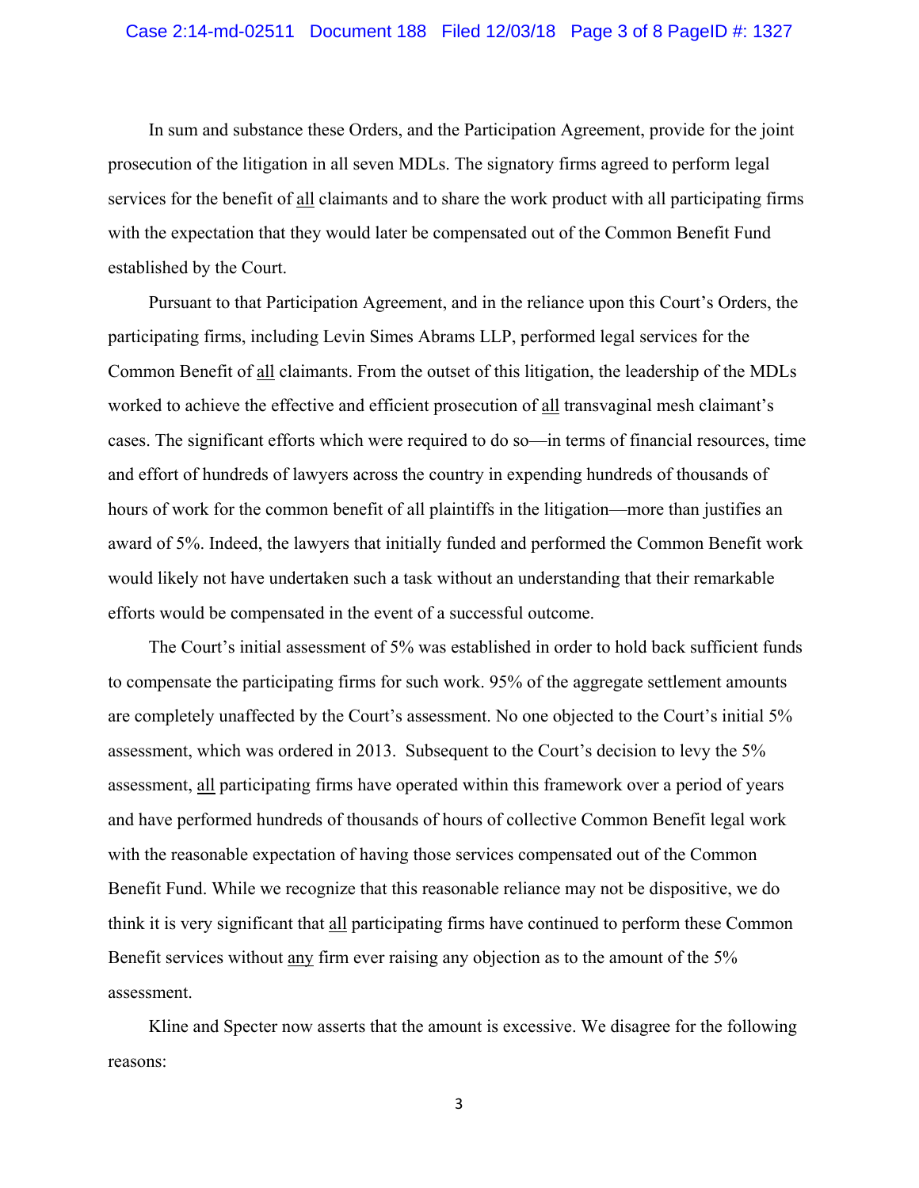In sum and substance these Orders, and the Participation Agreement, provide for the joint prosecution of the litigation in all seven MDLs. The signatory firms agreed to perform legal services for the benefit of <u>all</u> claimants and to share the work product with all participating firms with the expectation that they would later be compensated out of the Common Benefit Fund established by the Court.

Pursuant to that Participation Agreement, and in the reliance upon this Court's Orders, the participating firms, including Levin Simes Abrams LLP, performed legal services for the Common Benefit of <u>all</u> claimants. From the outset of this litigation, the leadership of the MDLs worked to achieve the effective and efficient prosecution of <u>all</u> transvaginal mesh claimant's cases. The significant efforts which were required to do so—in terms of financial resources, time and effort of hundreds of lawyers across the country in expending hundreds of thousands of hours of work for the common benefit of all plaintiffs in the litigation—more than justifies an award of 5%. Indeed, the lawyers that initially funded and performed the Common Benefit work would likely not have undertaken such a task without an understanding that their remarkable efforts would be compensated in the event of a successful outcome.

The Court's initial assessment of 5% was established in order to hold back sufficient funds to compensate the participating firms for such work. 95% of the aggregate settlement amounts are completely unaffected by the Court's assessment. No one objected to the Court's initial 5% assessment, which was ordered in 2013. Subsequent to the Court's decision to levy the 5% assessment, <u>all</u> participating firms have operated within this framework over a period of years and have performed hundreds of thousands of hours of collective Common Benefit legal work with the reasonable expectation of having those services compensated out of the Common Benefit Fund. While we recognize that this reasonable reliance may not be dispositive, we do think it is very significant that <u>all</u> participating firms have continued to perform these Common Benefit services without <u>any</u> firm ever raising any objection as to the amount of the 5% assessment.

Kline and Specter now asserts that the amount is excessive. We disagree for the following reasons: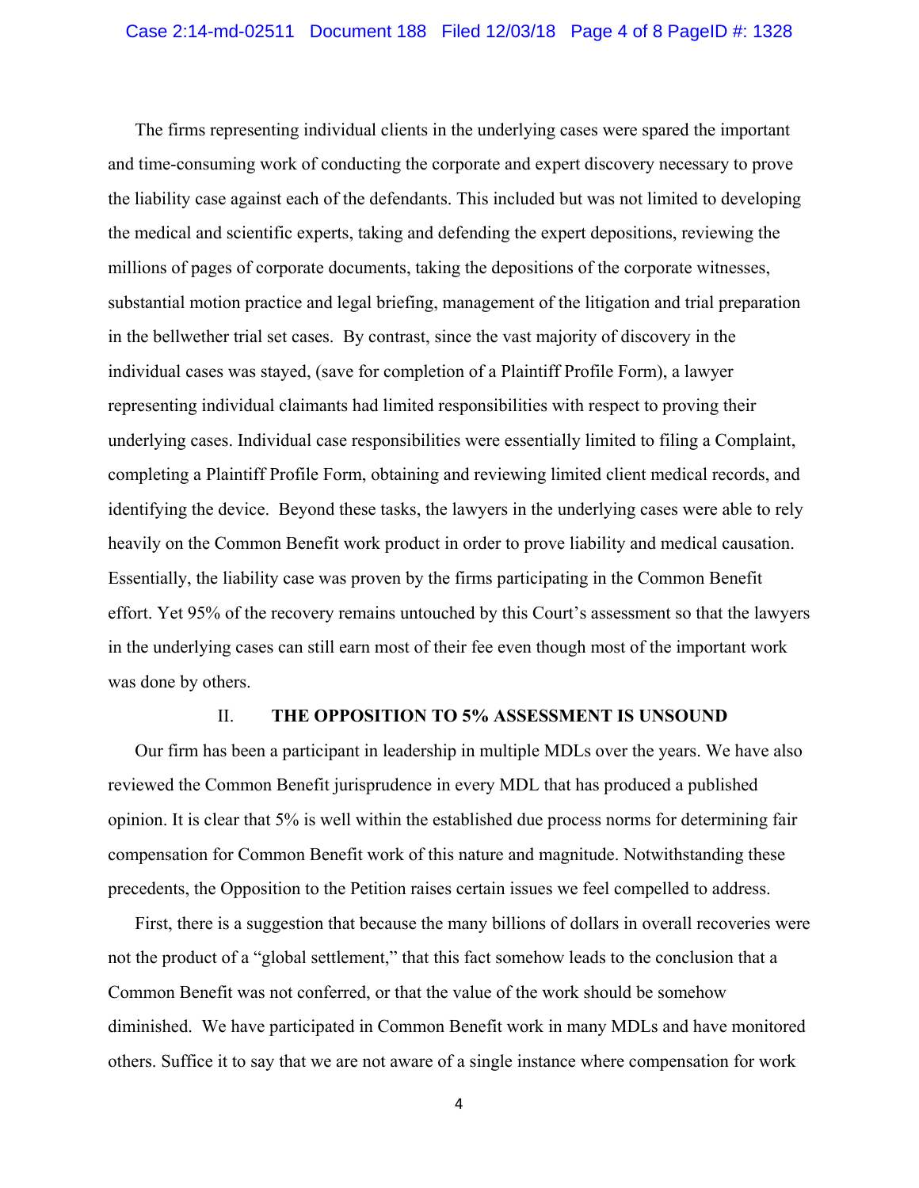The firms representing individual clients in the underlying cases were spared the important and time-consuming work of conducting the corporate and expert discovery necessary to prove the liability case against each of the defendants. This included but was not limited to developing the medical and scientific experts, taking and defending the expert depositions, reviewing the millions of pages of corporate documents, taking the depositions of the corporate witnesses, substantial motion practice and legal briefing, management of the litigation and trial preparation in the bellwether trial set cases. By contrast, since the vast majority of discovery in the individual cases was stayed, (save for completion of a Plaintiff Profile Form), a lawyer representing individual claimants had limited responsibilities with respect to proving their underlying cases. Individual case responsibilities were essentially limited to filing a Complaint, completing a Plaintiff Profile Form, obtaining and reviewing limited client medical records, and identifying the device. Beyond these tasks, the lawyers in the underlying cases were able to rely heavily on the Common Benefit work product in order to prove liability and medical causation. Essentially, the liability case was proven by the firms participating in the Common Benefit effort. Yet 95% of the recovery remains untouched by this Court's assessment so that the lawyers in the underlying cases can still earn most of their fee even though most of the important work was done by others.

## II. THE OPPOSITION TO 5% ASSESSMENT IS UNSOUND

Our firm has been a participant in leadership in multiple MDLs over the years. We have also reviewed the Common Benefit jurisprudence in every MDL that has produced a published opinion. It is clear that 5% is well within the established due process norms for determining fair compensation for Common Benefit work of this nature and magnitude. Notwithstanding these precedents, the Opposition to the Petition raises certain issues we feel compelled to address.

First, there is a suggestion that because the many billions of dollars in overall recoveries were not the product of a "global settlement," that this fact somehow leads to the conclusion that a Common Benefit was not conferred, or that the value of the work should be somehow diminished. We have participated in Common Benefit work in many MDLs and have monitored others. Suffice it to say that we are not aware of a single instance where compensation for work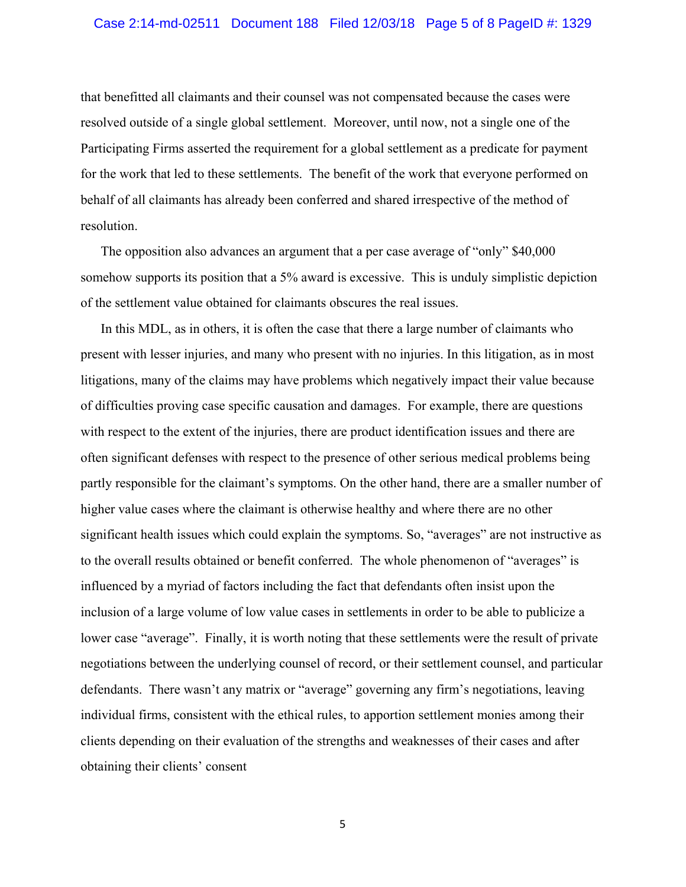that benefitted all claimants and their counsel was not compensated because the cases were resolved outside of a single global settlement. Moreover, until now, not a single one of the Participating Firms asserted the requirement for a global settlement as a predicate for payment for the work that led to these settlements. The benefit of the work that everyone performed on behalf of all claimants has already been conferred and shared irrespective of the method of resolution.

The opposition also advances an argument that a per case average of "only" $40,000 somehow supports its position that a 5% award is excessive. This is unduly simplistic depiction of the settlement value obtained for claimants obscures the real issues.

In this MDL, as in others, it is often the case that there a large number of claimants who present with lesser injuries, and many who present with no injuries. In this litigation, as in most litigations, many of the claims may have problems which negatively impact their value because of difficulties proving case specific causation and damages. For example, there are questions with respect to the extent of the injuries, there are product identification issues and there are often significant defenses with respect to the presence of other serious medical problems being partly responsible for the claimant's symptoms. On the other hand, there are a smaller number of higher value cases where the claimant is otherwise healthy and where there are no other significant health issues which could explain the symptoms. So, "averages" are not instructive as to the overall results obtained or benefit conferred. The whole phenomenon of "averages" is influenced by a myriad of factors including the fact that defendants often insist upon the inclusion of a large volume of low value cases in settlements in order to be able to publicize a lower case "average". Finally, it is worth noting that these settlements were the result of private negotiations between the underlying counsel of record, or their settlement counsel, and particular defendants. There wasn't any matrix or "average" governing any firm's negotiations, leaving individual firms, consistent with the ethical rules, to apportion settlement monies among their clients depending on their evaluation of the strengths and weaknesses of their cases and after obtaining their clients' consent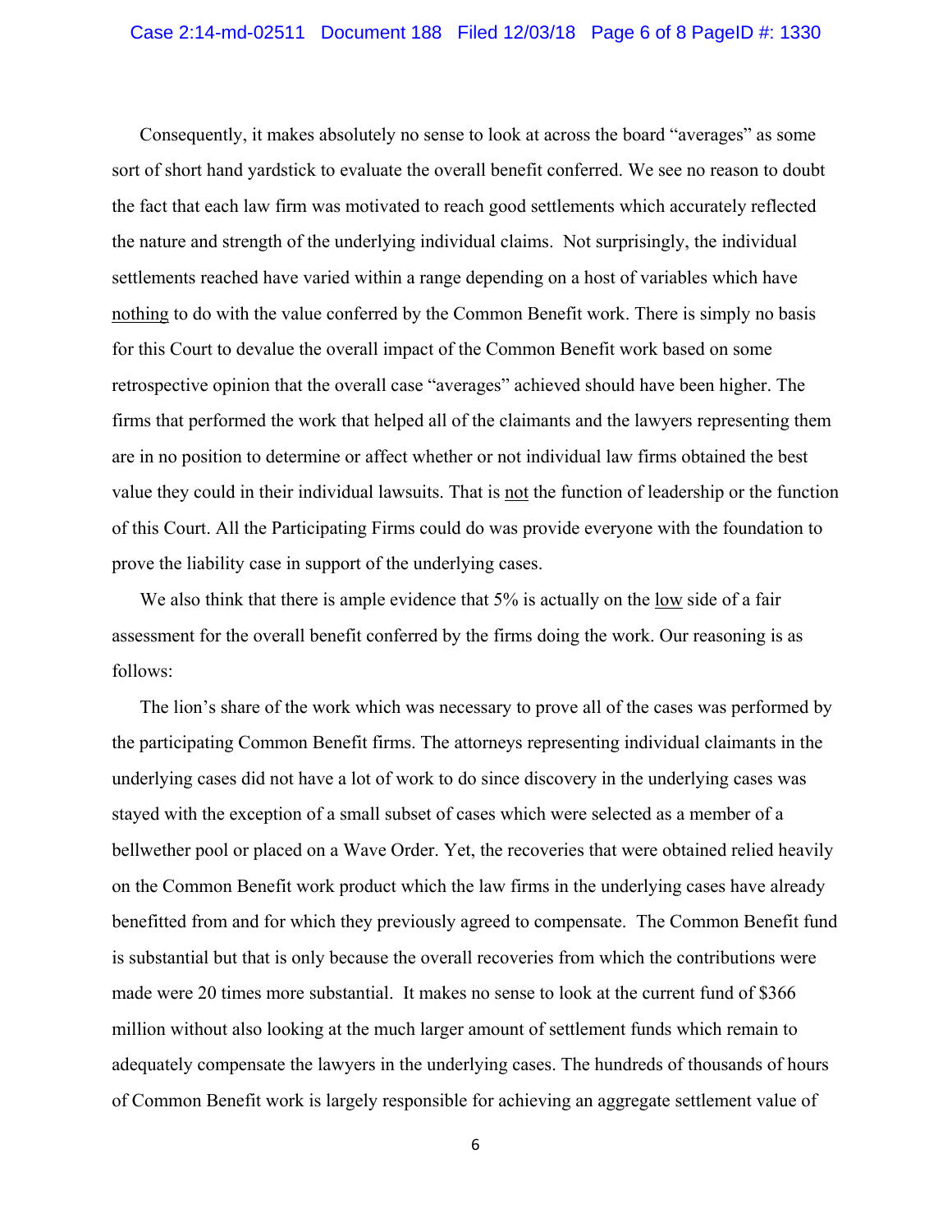Consequently, it makes absolutely no sense to look at across the board "averages" as some sort of short hand yardstick to evaluate the overall benefit conferred. We see no reason to doubt the fact that each law firm was motivated to reach good settlements which accurately reflected the nature and strength of the underlying individual claims. Not surprisingly, the individual settlements reached have varied within a range depending on a host of variables which have <u>nothing</u> to do with the value conferred by the Common Benefit work. There is simply no basis for this Court to devalue the overall impact of the Common Benefit work based on some retrospective opinion that the overall case "averages" achieved should have been higher. The firms that performed the work that helped all of the claimants and the lawyers representing them are in no position to determine or affect whether or not individual law firms obtained the best value they could in their individual lawsuits. That is <u>not</u> the function of leadership or the function of this Court. All the Participating Firms could do was provide everyone with the foundation to prove the liability case in support of the underlying cases.

We also think that there is ample evidence that 5% is actually on the <u>low</u> side of a fair assessment for the overall benefit conferred by the firms doing the work. Our reasoning is as follows:

The lion's share of the work which was necessary to prove all of the cases was performed by the participating Common Benefit firms. The attorneys representing individual claimants in the underlying cases did not have a lot of work to do since discovery in the underlying cases was stayed with the exception of a small subset of cases which were selected as a member of a bellwether pool or placed on a Wave Order. Yet, the recoveries that were obtained relied heavily on the Common Benefit work product which the law firms in the underlying cases have already benefitted from and for which they previously agreed to compensate. The Common Benefit fund is substantial but that is only because the overall recoveries from which the contributions were made were 20 times more substantial. It makes no sense to look at the current fund of $366 million without also looking at the much larger amount of settlement funds which remain to adequately compensate the lawyers in the underlying cases. The hundreds of thousands of hours of Common Benefit work is largely responsible for achieving an aggregate settlement value of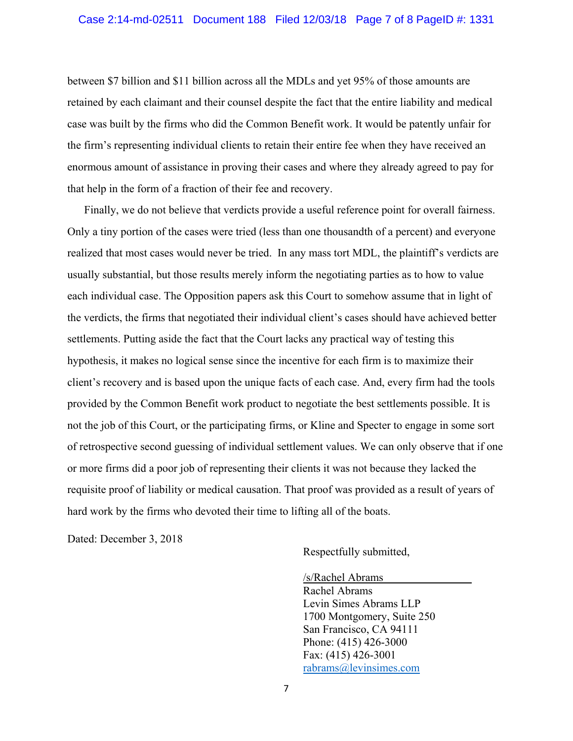between $7 billion and $11 billion across all the MDLs and yet 95% of those amounts are retained by each claimant and their counsel despite the fact that the entire liability and medical case was built by the firms who did the Common Benefit work. It would be patently unfair for the firm's representing individual clients to retain their entire fee when they have received an enormous amount of assistance in proving their cases and where they already agreed to pay for that help in the form of a fraction of their fee and recovery.

Finally, we do not believe that verdicts provide a useful reference point for overall fairness. Only a tiny portion of the cases were tried (less than one thousandth of a percent) and everyone realized that most cases would never be tried. In any mass tort MDL, the plaintiff's verdicts are usually substantial, but those results merely inform the negotiating parties as to how to value each individual case. The Opposition papers ask this Court to somehow assume that in light of the verdicts, the firms that negotiated their individual client's cases should have achieved better settlements. Putting aside the fact that the Court lacks any practical way of testing this hypothesis, it makes no logical sense since the incentive for each firm is to maximize their client's recovery and is based upon the unique facts of each case. And, every firm had the tools provided by the Common Benefit work product to negotiate the best settlements possible. It is not the job of this Court, or the participating firms, or Kline and Specter to engage in some sort of retrospective second guessing of individual settlement values. We can only observe that if one or more firms did a poor job of representing their clients it was not because they lacked the requisite proof of liability or medical causation. That proof was provided as a result of years of hard work by the firms who devoted their time to lifting all of the boats.

Dated: December 3, 2018

Respectfully submitted,

/s/Rachel Abrams
Rachel Abrams
Levin Simes Abrams LLP
1700 Montgomery, Suite 250
San Francisco, CA 94111
Phone: (415) 426-3000
Fax: (415) 426-3001
rabrams@levinsimes.com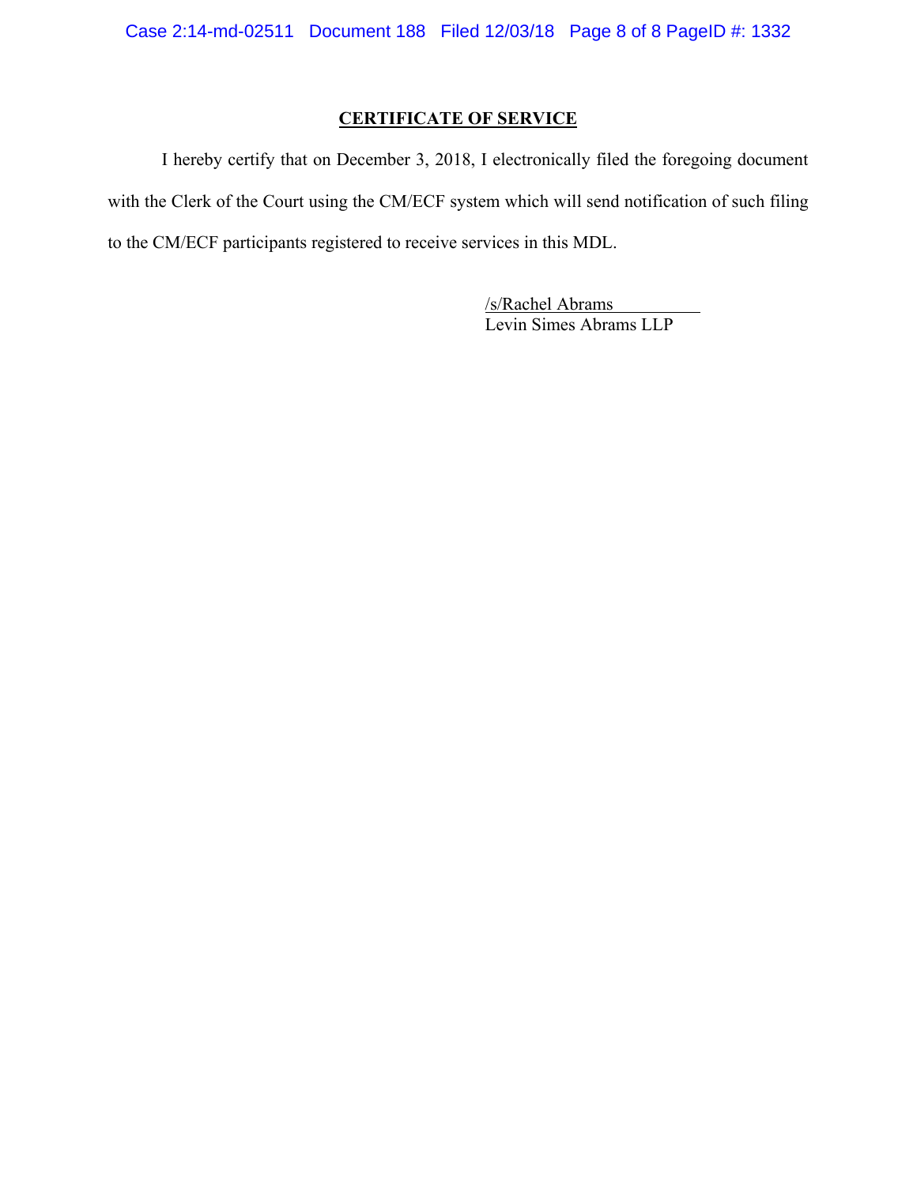## CERTIFICATE OF SERVICE

I hereby certify that on December 3, 2018, I electronically filed the foregoing document with the Clerk of the Court using the CM/ECF system which will send notification of such filing to the CM/ECF participants registered to receive services in this MDL.

/s/Rachel Abrams
Levin Simes Abrams LLP